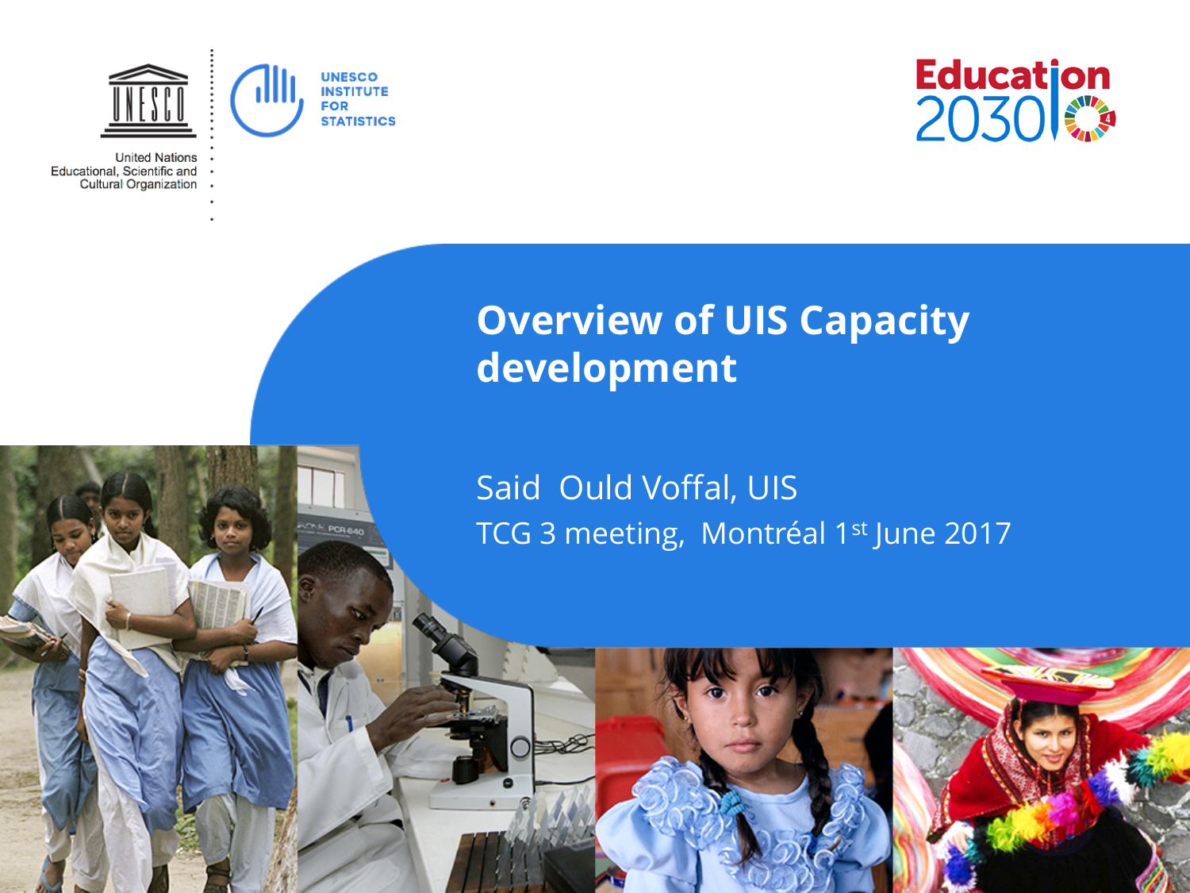United Nations Educational, Scientific and Cultural Organization

UNESCO INSTITUTE FOR STATISTICS

Education 2030

# Overview of UIS Capacity development

Said Ould Voffal, UIS

TCG 3 meeting, Montréal 1st June 2017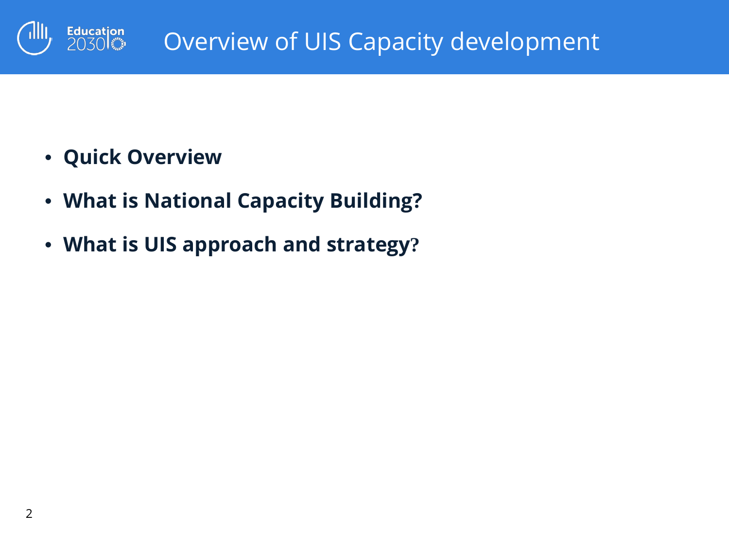# Overview of UIS Capacity development

- **Quick Overview**
- **What is National Capacity Building?**
- **What is UIS approach and strategy?**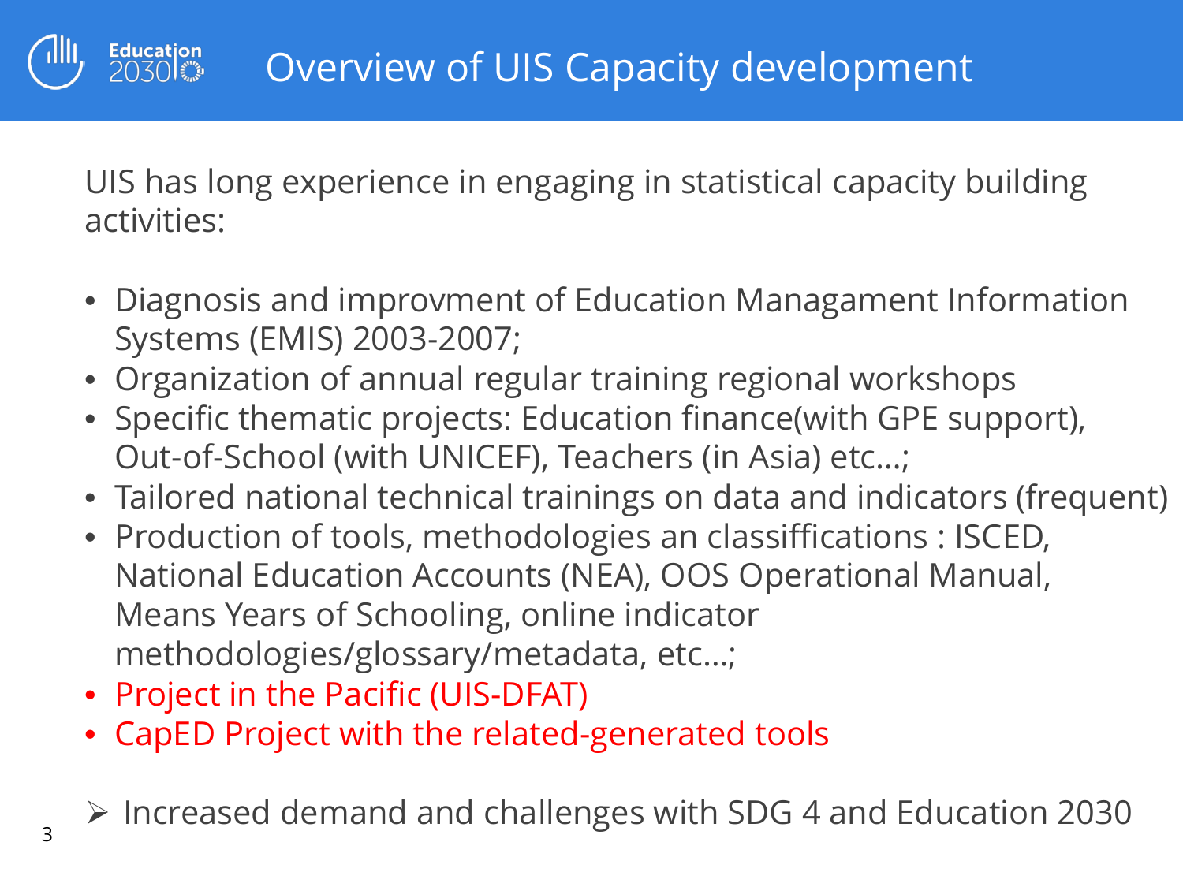# Overview of UIS Capacity development

UIS has long experience in engaging in statistical capacity building activities:

- Diagnosis and improvment of Education Managament Information Systems (EMIS) 2003-2007;
- Organization of annual regular training regional workshops
- Specific thematic projects: Education finance(with GPE support), Out-of-School (with UNICEF), Teachers (in Asia) etc…;
- Tailored national technical trainings on data and indicators (frequent)
- Production of tools, methodologies an classiffications : ISCED, National Education Accounts (NEA), OOS Operational Manual, Means Years of Schooling, online indicator methodologies/glossary/metadata, etc…;
- Project in the Pacific (UIS-DFAT)
- CapED Project with the related-generated tools

➢ Increased demand and challenges with SDG 4 and Education 2030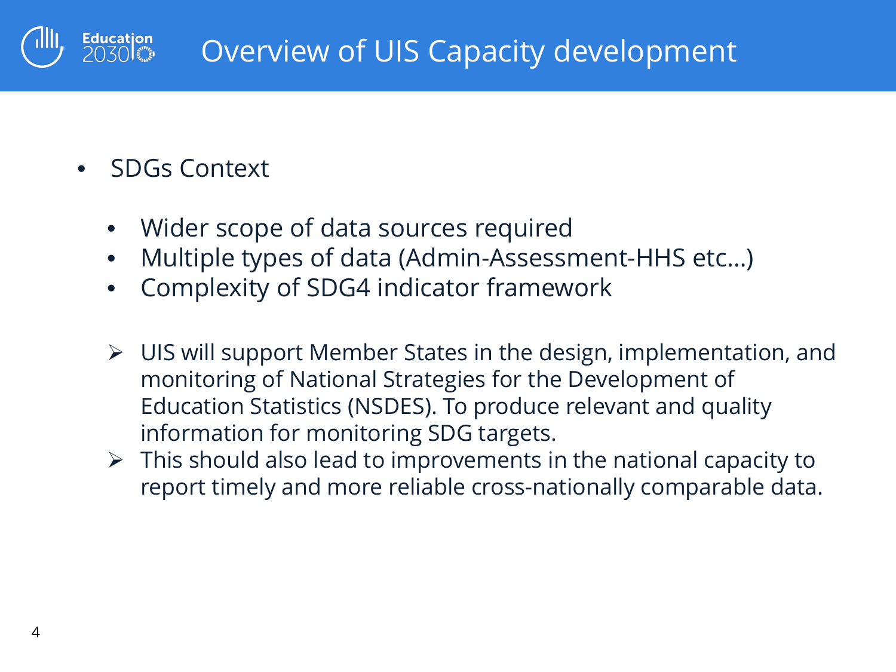# Overview of UIS Capacity development

- SDGs Context
  - Wider scope of data sources required
  - Multiple types of data (Admin-Assessment-HHS etc…)
  - Complexity of SDG4 indicator framework

  - ➢ UIS will support Member States in the design, implementation, and monitoring of National Strategies for the Development of Education Statistics (NSDES). To produce relevant and quality information for monitoring SDG targets.
  - ➢ This should also lead to improvements in the national capacity to report timely and more reliable cross-nationally comparable data.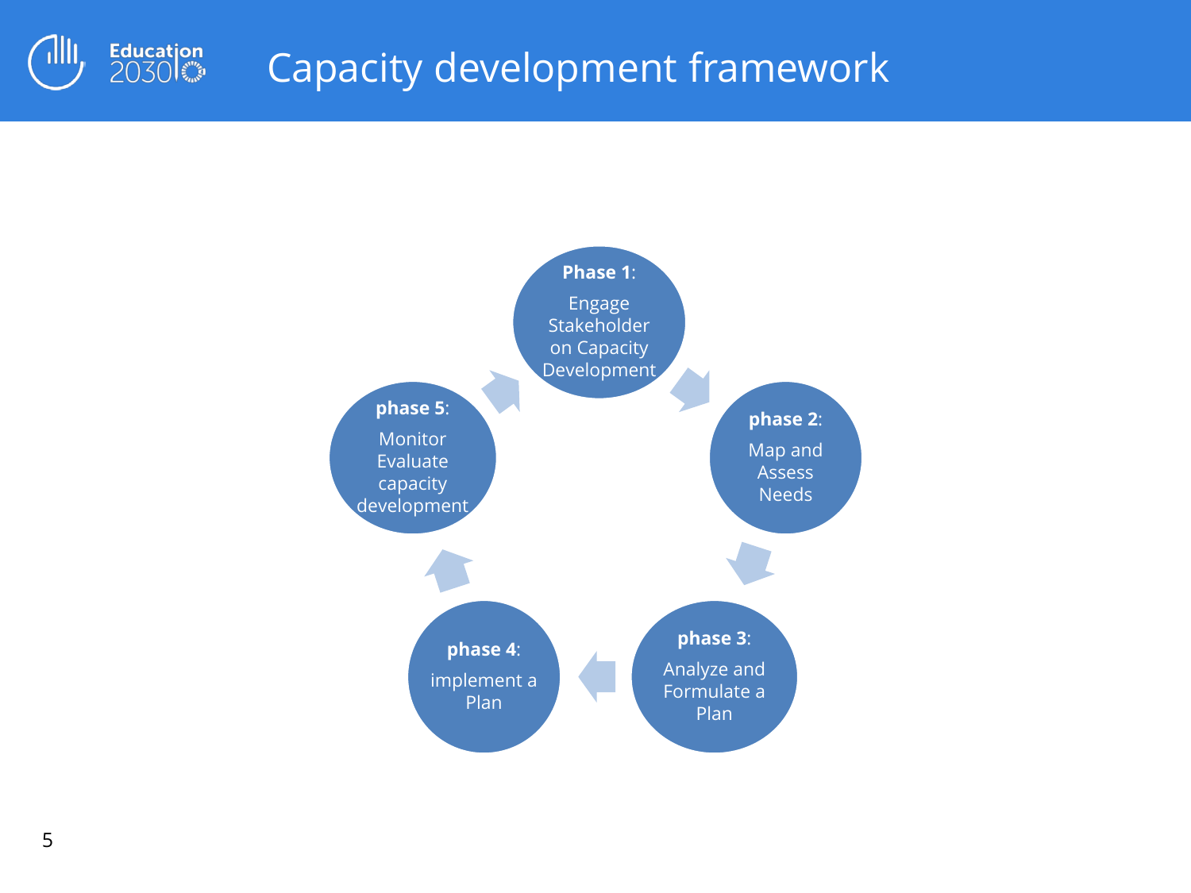# Capacity development framework

**Phase 1**:
Engage Stakeholder on Capacity Development

**phase 2**:
Map and Assess Needs

**phase 3**:
Analyze and Formulate a Plan

**phase 4**:
implement a Plan

**phase 5**:
Monitor Evaluate capacity development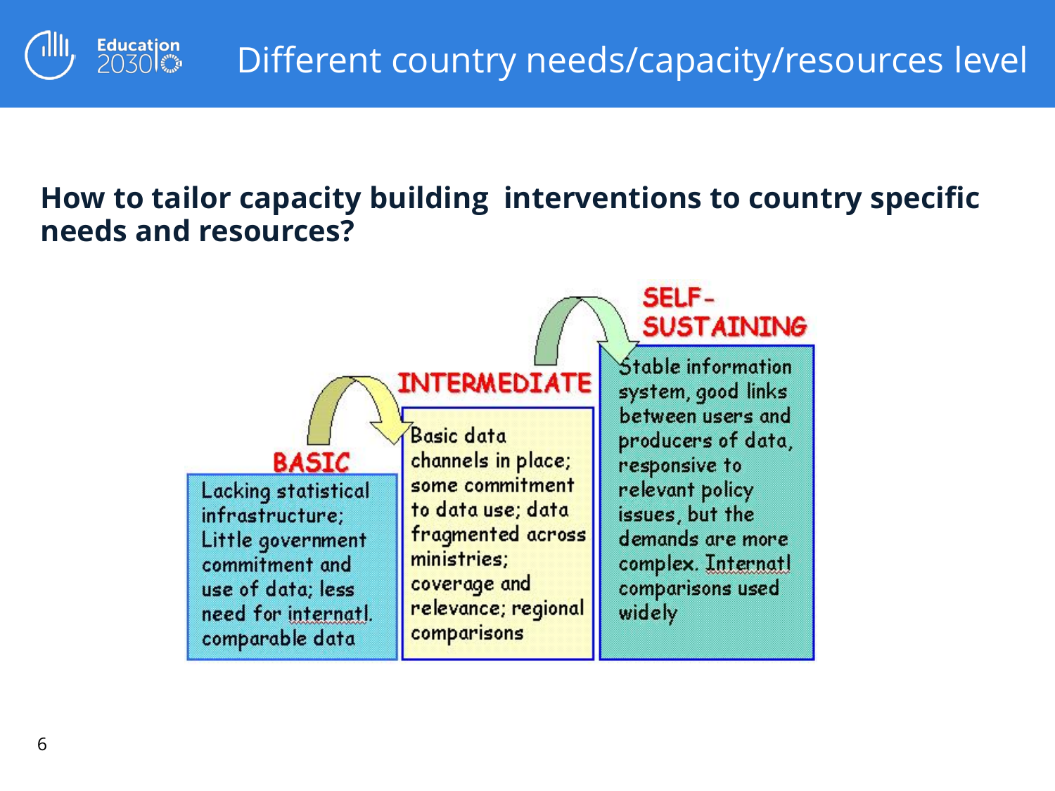# Different country needs/capacity/resources level

**How to tailor capacity building interventions to country specific needs and resources?**

**BASIC**

Lacking statistical infrastructure; Little government commitment and use of data; less need for internatl. comparable data

**INTERMEDIATE**

Basic data channels in place; some commitment to data use; data fragmented across ministries; coverage and relevance; regional comparisons

**SELF-SUSTAINING**

Stable information system, good links between users and producers of data, responsive to relevant policy issues, but the demands are more complex. Internatl comparisons used widely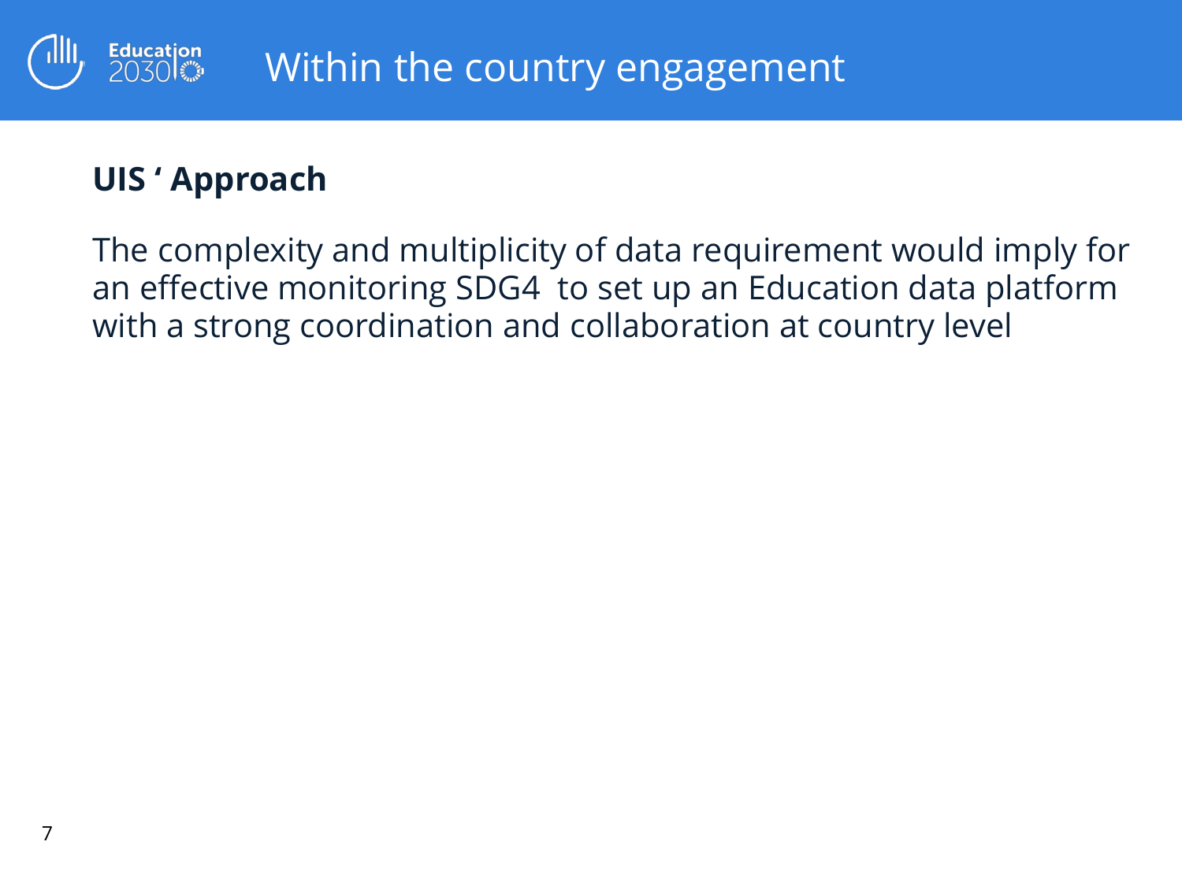# Within the country engagement

**UIS ' Approach**

The complexity and multiplicity of data requirement would imply for an effective monitoring SDG4 to set up an Education data platform with a strong coordination and collaboration at country level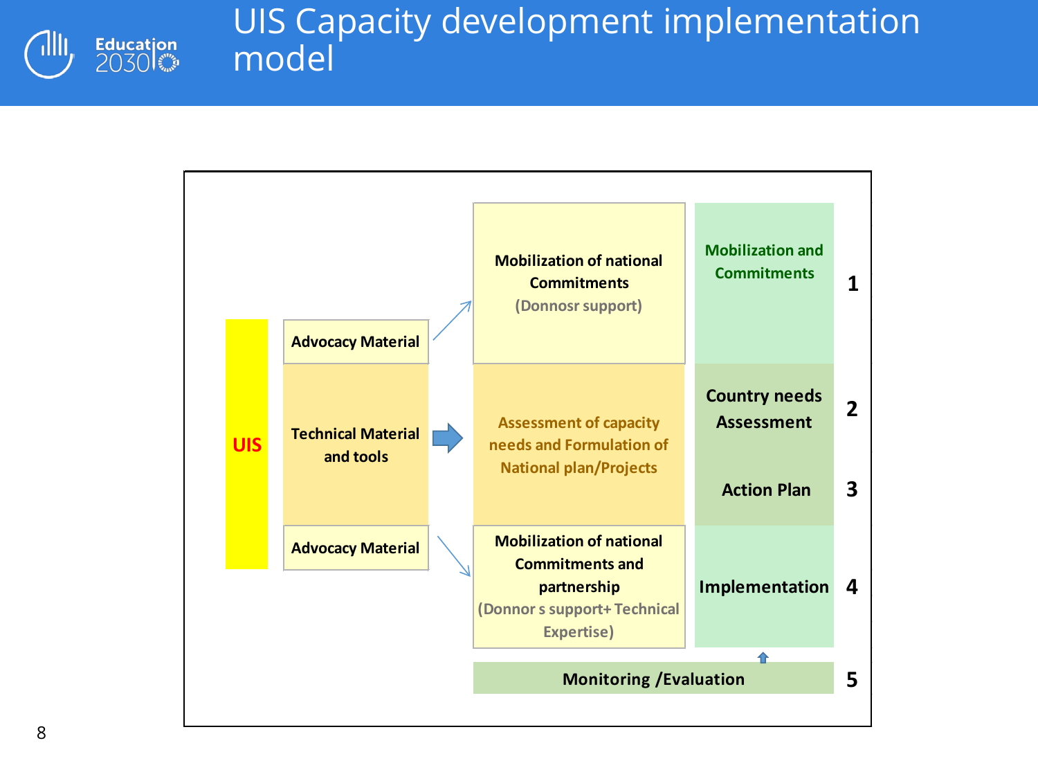# UIS Capacity development implementation model

UIS

Advocacy Material

Technical Material and tools

Advocacy Material

Mobilization of national Commitments
(Donnosr support)

Assessment of capacity needs and Formulation of National plan/Projects

Mobilization of national Commitments and partnership
(Donnor s support+ Technical Expertise)

Mobilization and Commitments 1

Country needs Assessment 2

Action Plan 3

Implementation 4

Monitoring /Evaluation 5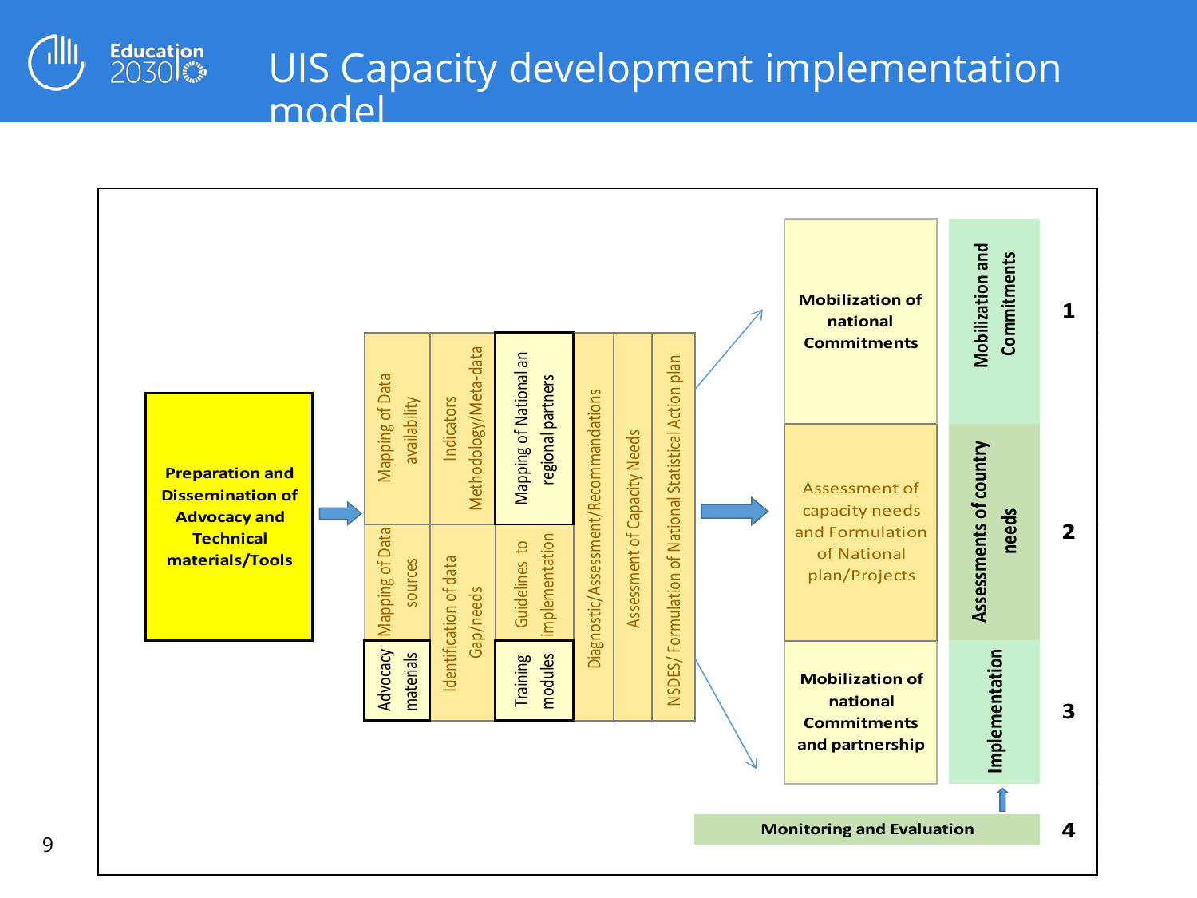# UIS Capacity development implementation model

Preparation and Dissemination of Advocacy and Technical materials/Tools

Mapping of Data availability

Mapping of Data sources

Advocacy materials

Indicators Methodology/Meta-data

Identification of data Gap/needs

Mapping of National an regional partners

Guidelines to implementation

Training modules

Diagnostic/Assessment/Recommandations

Assessment of Capacity Needs

NSDES/ Formulation of National Statistical Action plan

Mobilization of national Commitments

Assessment of capacity needs and Formulation of National plan/Projects

Mobilization of national Commitments and partnership

Mobilization and Commitments

1

Assessments of country needs

2

Implementation

3

Monitoring and Evaluation

4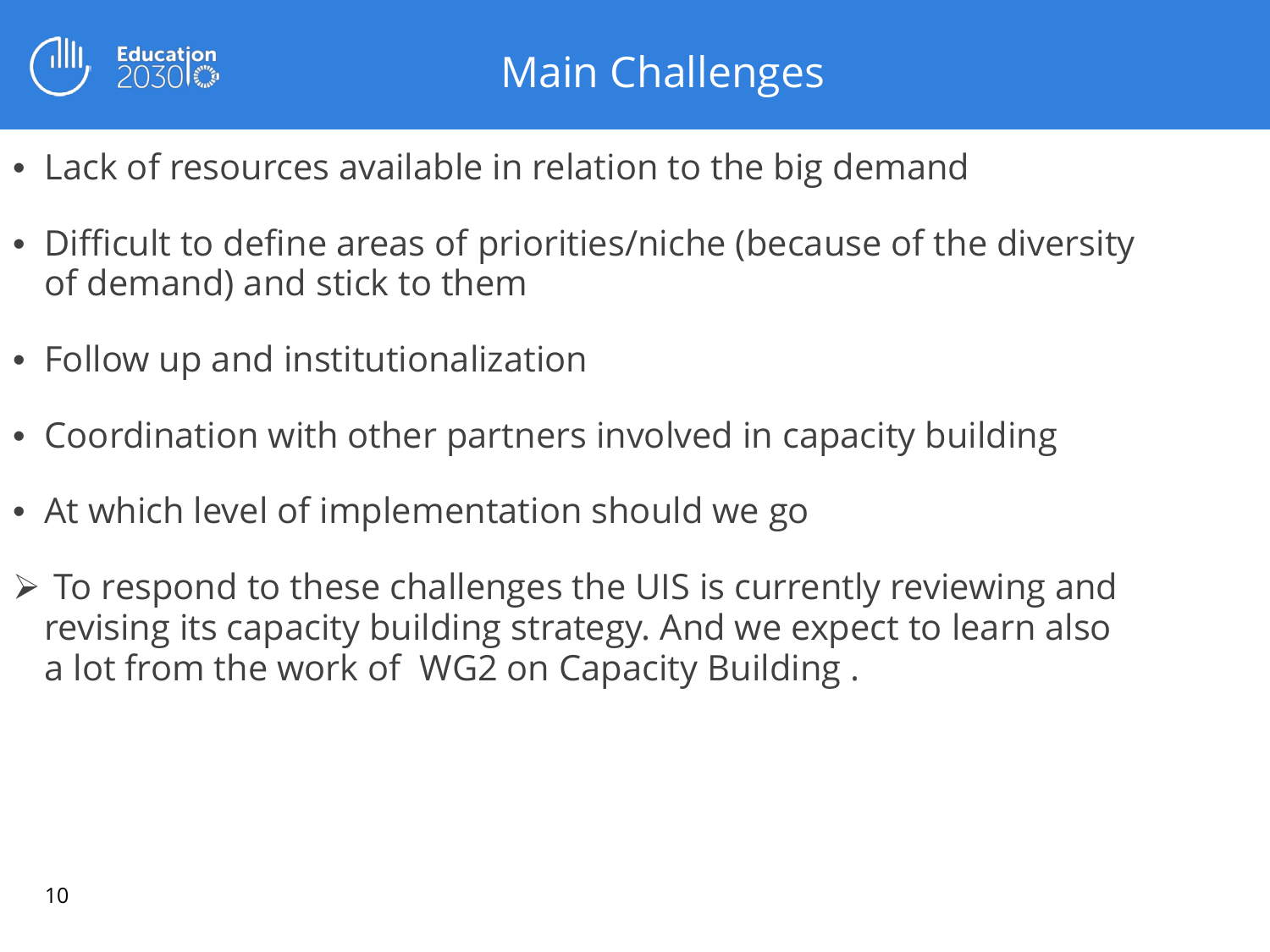# Main Challenges

- Lack of resources available in relation to the big demand
- Difficult to define areas of priorities/niche (because of the diversity of demand) and stick to them
- Follow up and institutionalization
- Coordination with other partners involved in capacity building
- At which level of implementation should we go

➢ To respond to these challenges the UIS is currently reviewing and revising its capacity building strategy. And we expect to learn also a lot from the work of WG2 on Capacity Building .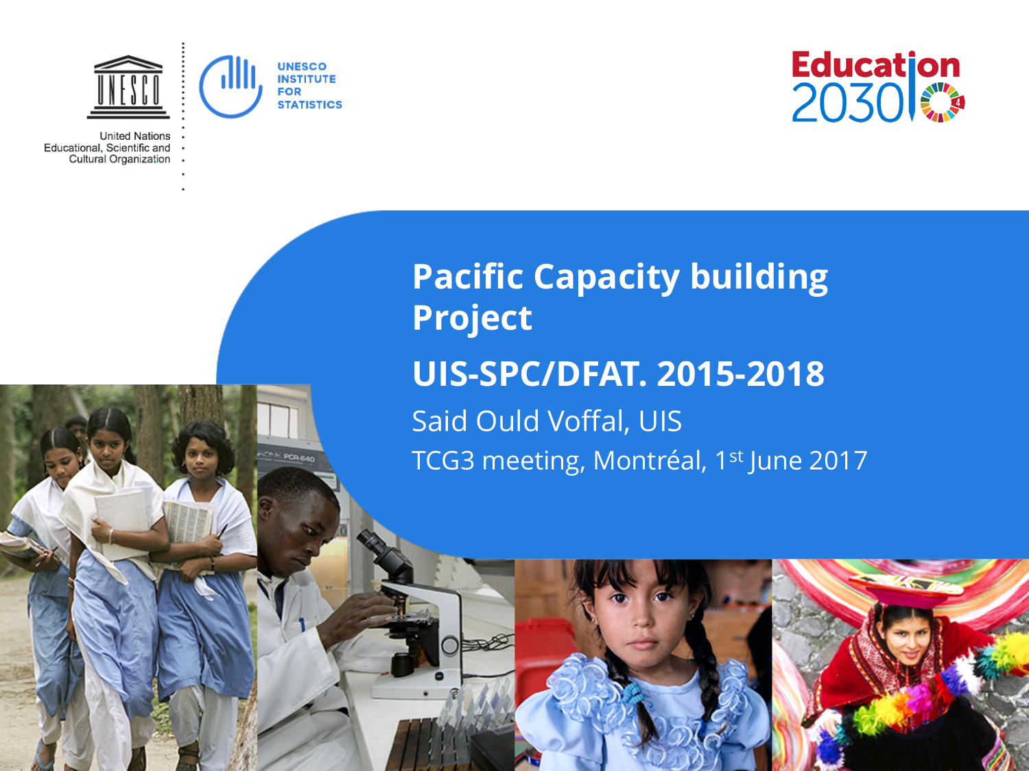# Pacific Capacity building Project

## UIS-SPC/DFAT. 2015-2018

Said Ould Voffal, UIS

TCG3 meeting, Montréal, 1st June 2017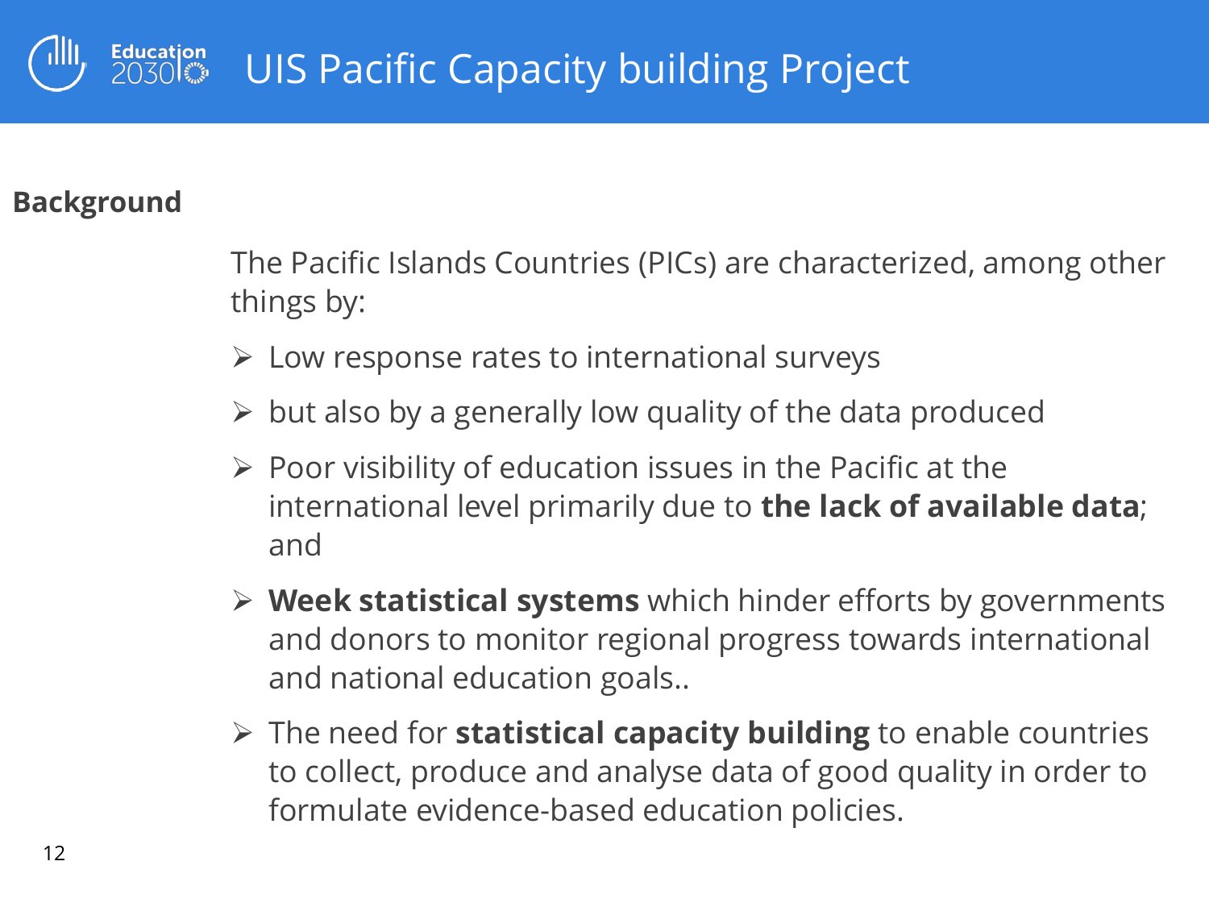# UIS Pacific Capacity building Project

**Background**

The Pacific Islands Countries (PICs) are characterized, among other things by:

- Low response rates to international surveys
- but also by a generally low quality of the data produced
- Poor visibility of education issues in the Pacific at the international level primarily due to **the lack of available data**; and
- **Week statistical systems** which hinder efforts by governments and donors to monitor regional progress towards international and national education goals..
- The need for **statistical capacity building** to enable countries to collect, produce and analyse data of good quality in order to formulate evidence-based education policies.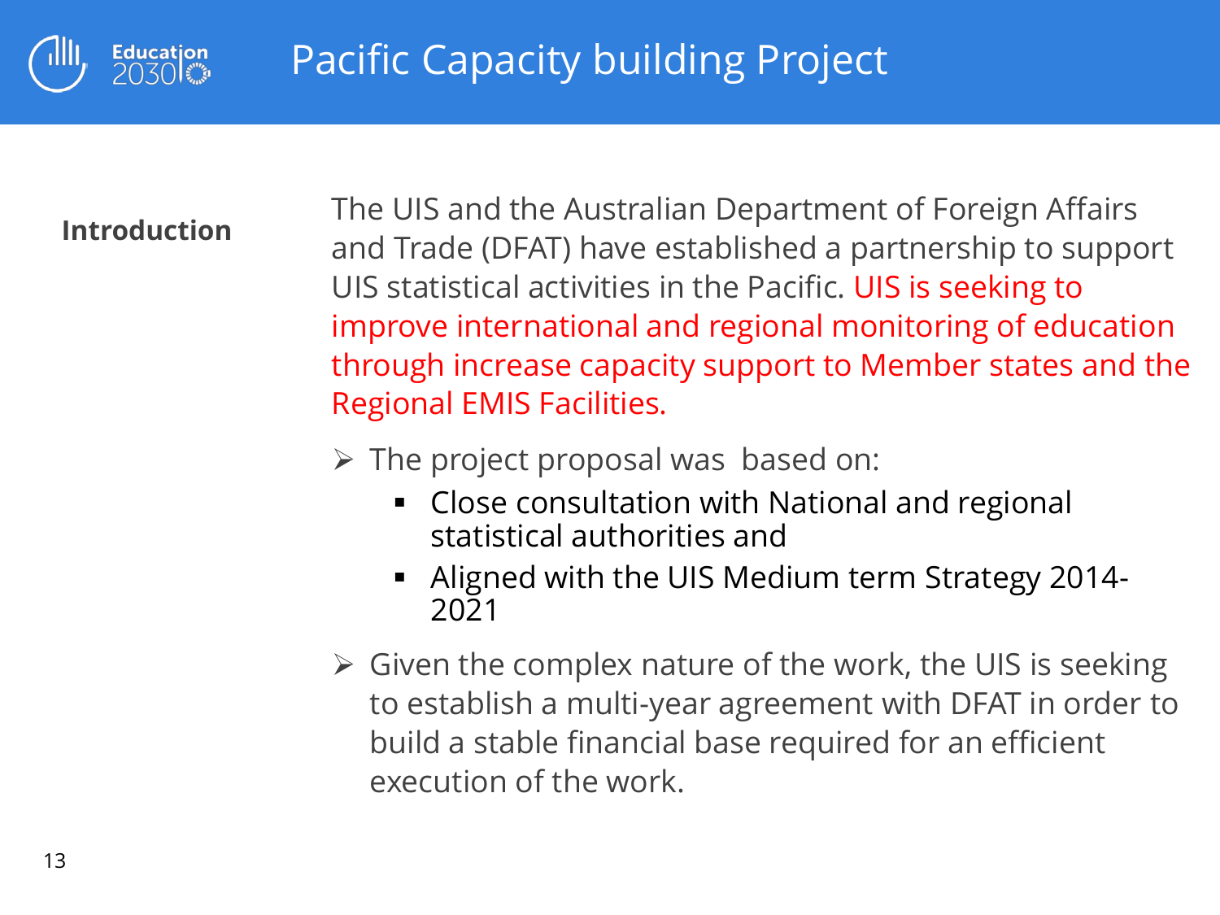# Pacific Capacity building Project

**Introduction**

The UIS and the Australian Department of Foreign Affairs and Trade (DFAT) have established a partnership to support UIS statistical activities in the Pacific. UIS is seeking to improve international and regional monitoring of education through increase capacity support to Member states and the Regional EMIS Facilities.

- The project proposal was based on:
  - Close consultation with National and regional statistical authorities and
  - Aligned with the UIS Medium term Strategy 2014-2021
- Given the complex nature of the work, the UIS is seeking to establish a multi-year agreement with DFAT in order to build a stable financial base required for an efficient execution of the work.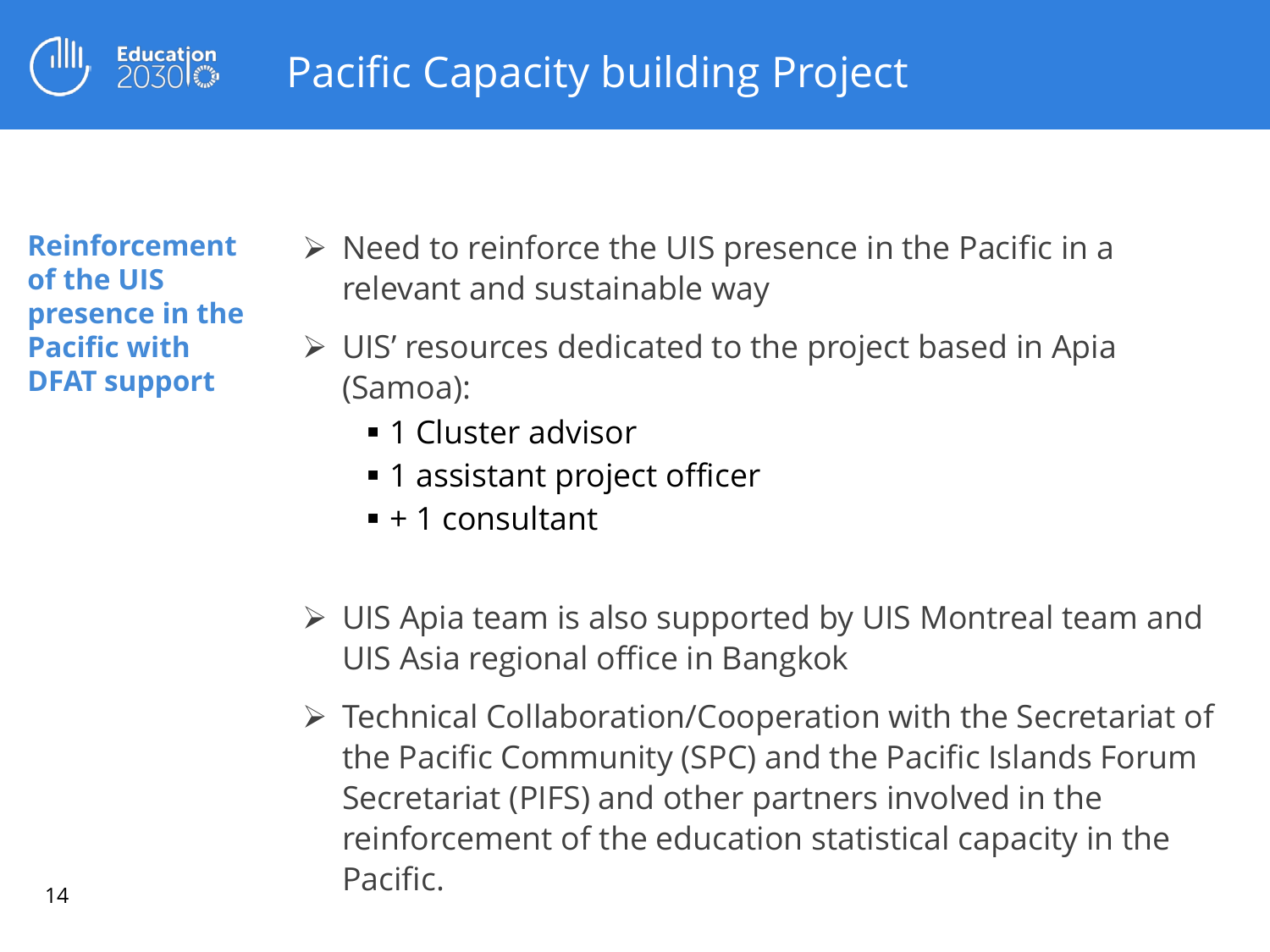# Pacific Capacity building Project

**Reinforcement of the UIS presence in the Pacific with DFAT support**

- Need to reinforce the UIS presence in the Pacific in a relevant and sustainable way
- UIS' resources dedicated to the project based in Apia (Samoa):
  - 1 Cluster advisor
  - 1 assistant project officer
  - + 1 consultant
- UIS Apia team is also supported by UIS Montreal team and UIS Asia regional office in Bangkok
- Technical Collaboration/Cooperation with the Secretariat of the Pacific Community (SPC) and the Pacific Islands Forum Secretariat (PIFS) and other partners involved in the reinforcement of the education statistical capacity in the Pacific.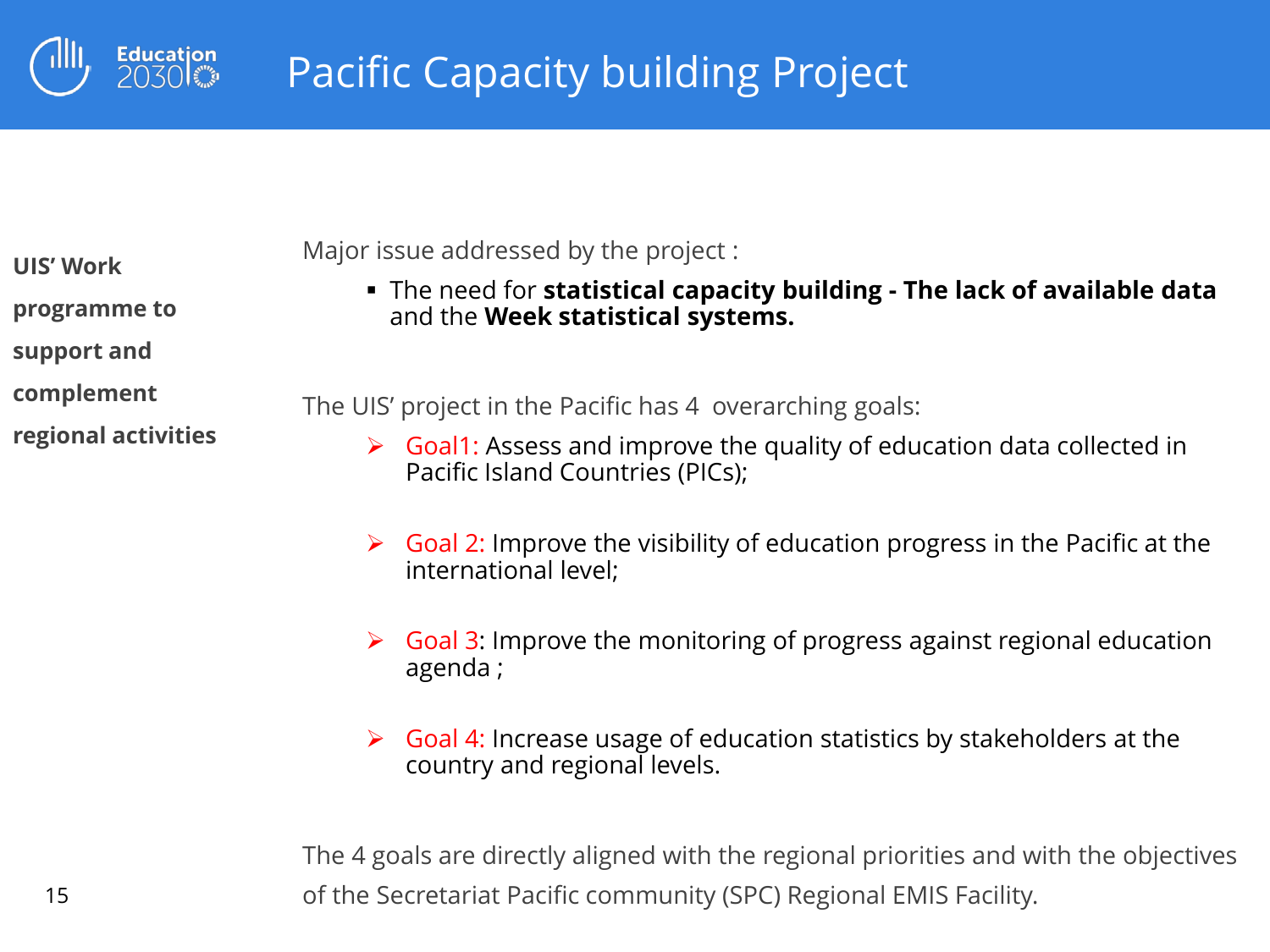# Pacific Capacity building Project

**UIS' Work programme to support and complement regional activities**

Major issue addressed by the project :

- The need for **statistical capacity building - The lack of available data** and the **Week statistical systems.**

The UIS' project in the Pacific has 4 overarching goals:

- Goal1: Assess and improve the quality of education data collected in Pacific Island Countries (PICs);
- Goal 2: Improve the visibility of education progress in the Pacific at the international level;
- Goal 3: Improve the monitoring of progress against regional education agenda ;
- Goal 4: Increase usage of education statistics by stakeholders at the country and regional levels.

The 4 goals are directly aligned with the regional priorities and with the objectives of the Secretariat Pacific community (SPC) Regional EMIS Facility.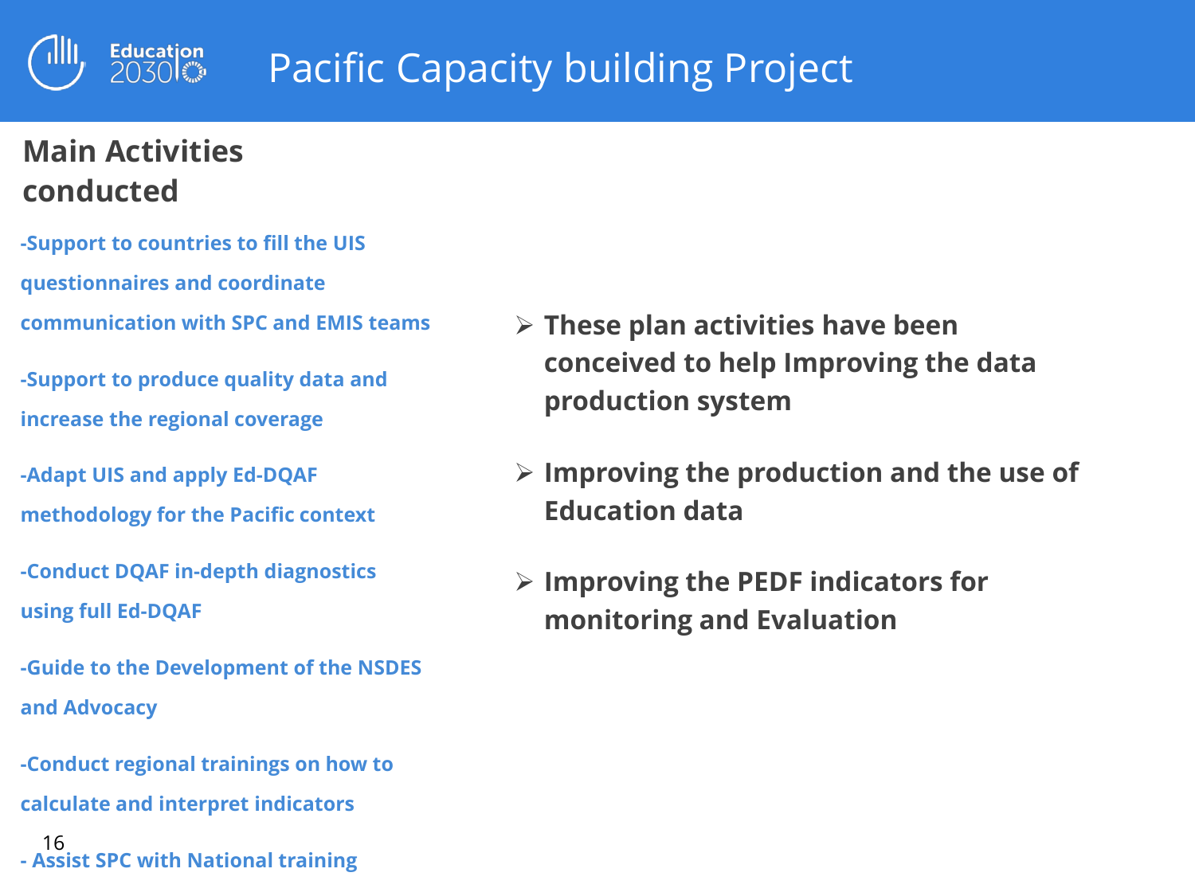# Pacific Capacity building Project

## Main Activities conducted

-Support to countries to fill the UIS questionnaires and coordinate communication with SPC and EMIS teams

-Support to produce quality data and increase the regional coverage

-Adapt UIS and apply Ed-DQAF methodology for the Pacific context

-Conduct DQAF in-depth diagnostics using full Ed-DQAF

-Guide to the Development of the NSDES and Advocacy

-Conduct regional trainings on how to calculate and interpret indicators

- Assist SPC with National training

- **These plan activities have been conceived to help Improving the data production system**
- **Improving the production and the use of Education data**
- **Improving the PEDF indicators for monitoring and Evaluation**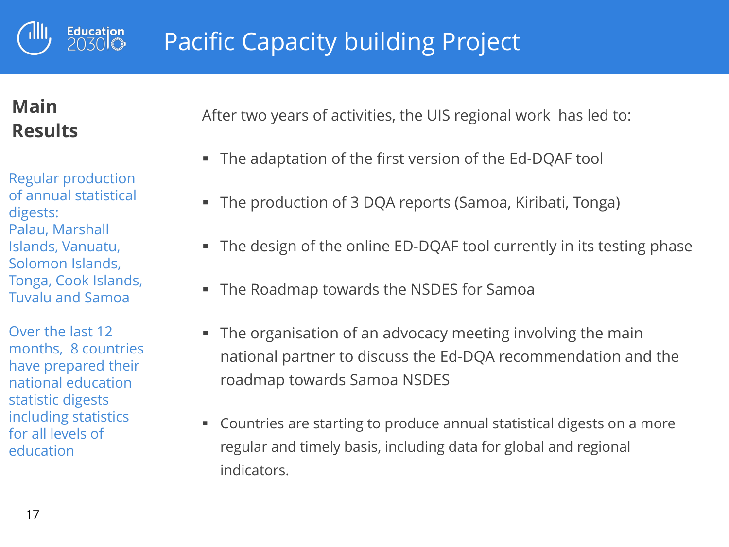# Pacific Capacity building Project

## Main Results

Regular production of annual statistical digests:
Palau, Marshall Islands, Vanuatu, Solomon Islands, Tonga, Cook Islands, Tuvalu and Samoa

Over the last 12 months, 8 countries have prepared their national education statistic digests including statistics for all levels of education

After two years of activities, the UIS regional work has led to:

- The adaptation of the first version of the Ed-DQAF tool
- The production of 3 DQA reports (Samoa, Kiribati, Tonga)
- The design of the online ED-DQAF tool currently in its testing phase
- The Roadmap towards the NSDES for Samoa
- The organisation of an advocacy meeting involving the main national partner to discuss the Ed-DQA recommendation and the roadmap towards Samoa NSDES
- Countries are starting to produce annual statistical digests on a more regular and timely basis, including data for global and regional indicators.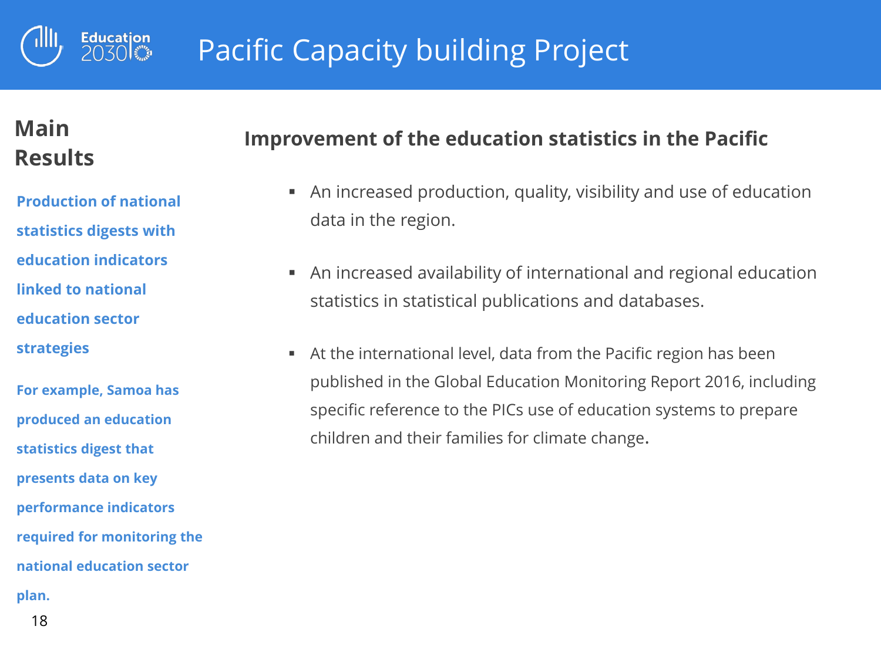# Pacific Capacity building Project

## Main Results

**Production of national statistics digests with education indicators linked to national education sector strategies**

**For example, Samoa has produced an education statistics digest that presents data on key performance indicators required for monitoring the national education sector plan.**

### Improvement of the education statistics in the Pacific

- An increased production, quality, visibility and use of education data in the region.
- An increased availability of international and regional education statistics in statistical publications and databases.
- At the international level, data from the Pacific region has been published in the Global Education Monitoring Report 2016, including specific reference to the PICs use of education systems to prepare children and their families for climate change.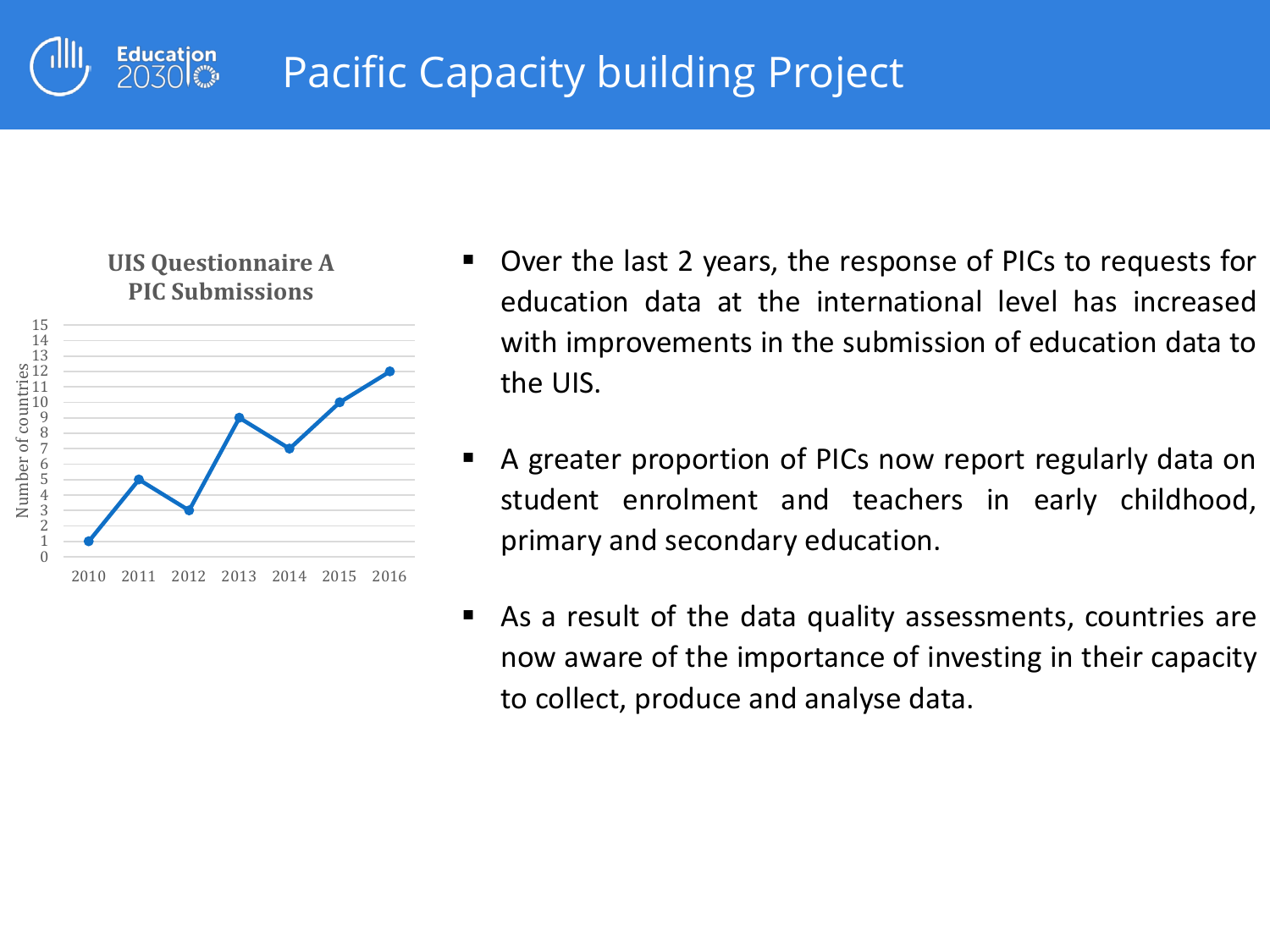# Pacific Capacity building Project

UIS Questionnaire A
PIC Submissions

Number of countries

15
14
13
12
11
10
9
8
7
6
5
4
3
2
1
0

2010 2011 2012 2013 2014 2015 2016

- Over the last 2 years, the response of PICs to requests for education data at the international level has increased with improvements in the submission of education data to the UIS.
- A greater proportion of PICs now report regularly data on student enrolment and teachers in early childhood, primary and secondary education.
- As a result of the data quality assessments, countries are now aware of the importance of investing in their capacity to collect, produce and analyse data.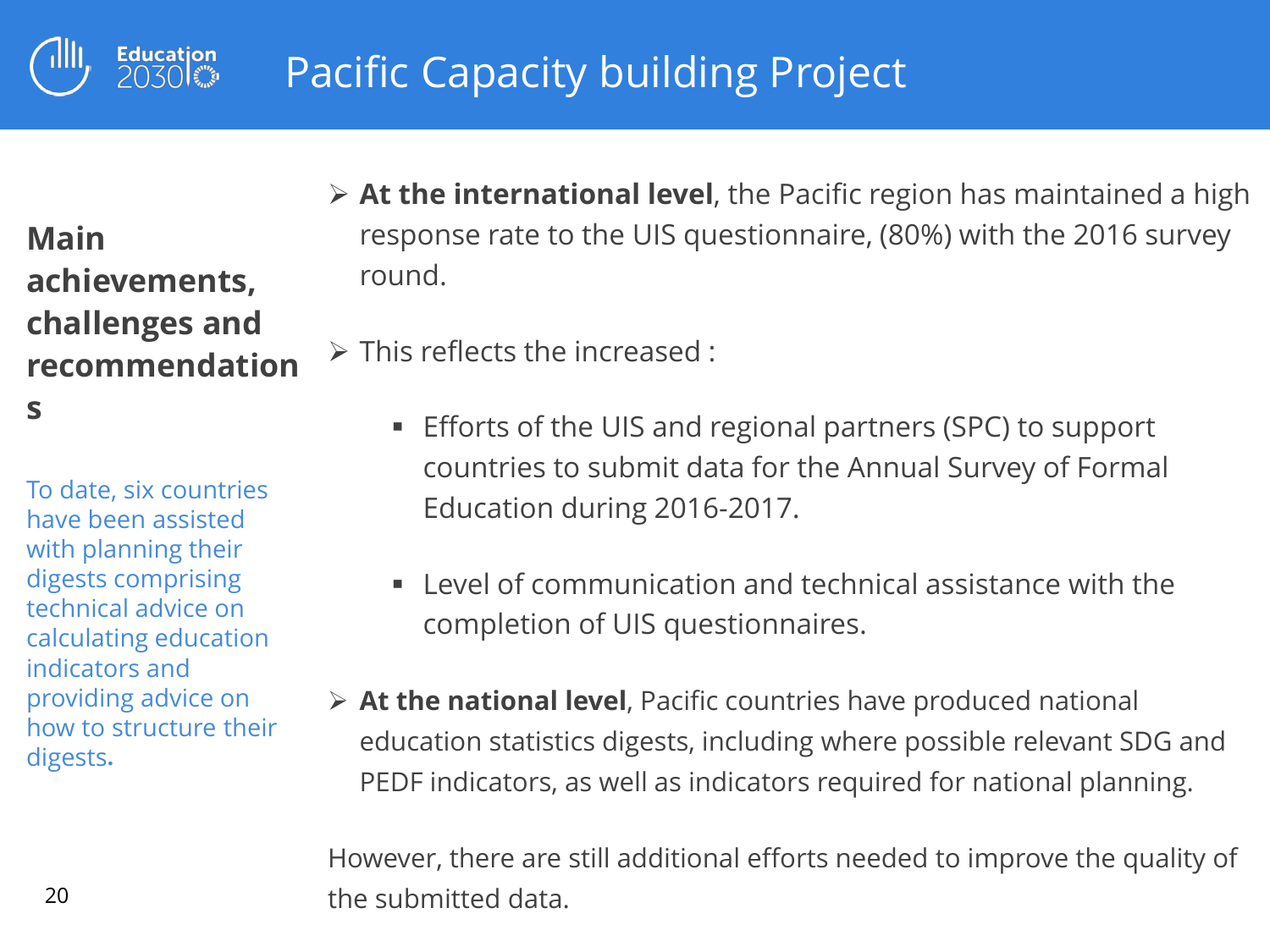# Pacific Capacity building Project

## Main achievements, challenges and recommendations

To date, six countries have been assisted with planning their digests comprising technical advice on calculating education indicators and providing advice on how to structure their digests.

- **At the international level**, the Pacific region has maintained a high response rate to the UIS questionnaire, (80%) with the 2016 survey round.
- This reflects the increased :
  - Efforts of the UIS and regional partners (SPC) to support countries to submit data for the Annual Survey of Formal Education during 2016-2017.
  - Level of communication and technical assistance with the completion of UIS questionnaires.
- **At the national level**, Pacific countries have produced national education statistics digests, including where possible relevant SDG and PEDF indicators, as well as indicators required for national planning.

However, there are still additional efforts needed to improve the quality of the submitted data.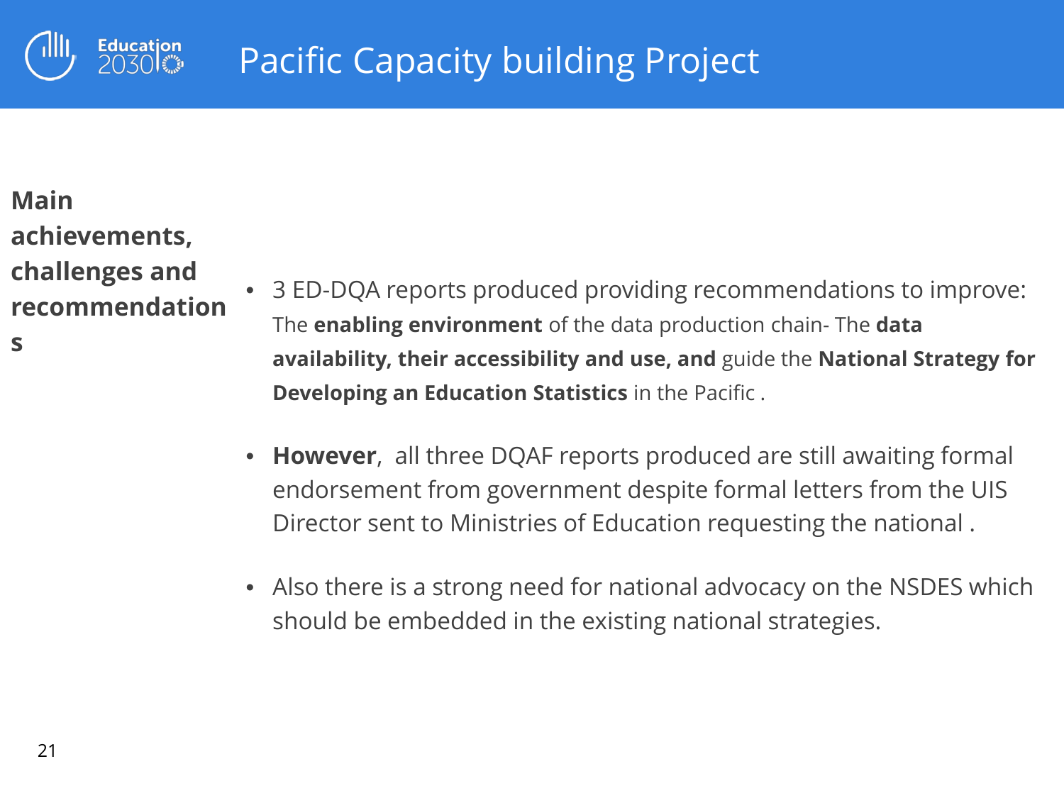# Pacific Capacity building Project

## Main achievements, challenges and recommendations

- 3 ED-DQA reports produced providing recommendations to improve: The **enabling environment** of the data production chain- The **data availability, their accessibility and use, and** guide the **National Strategy for Developing an Education Statistics** in the Pacific .
- **However**, all three DQAF reports produced are still awaiting formal endorsement from government despite formal letters from the UIS Director sent to Ministries of Education requesting the national .
- Also there is a strong need for national advocacy on the NSDES which should be embedded in the existing national strategies.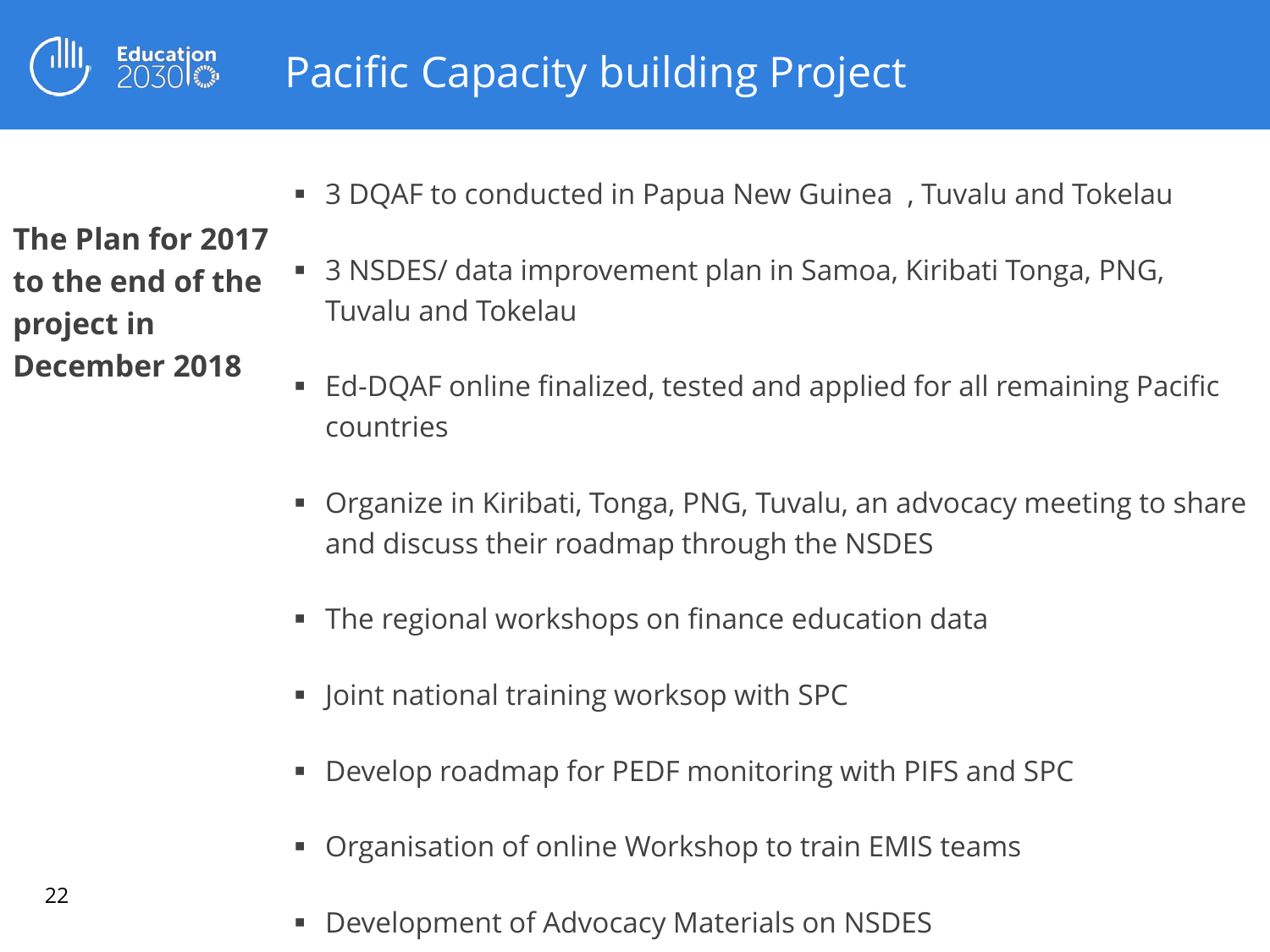# Pacific Capacity building Project

**The Plan for 2017 to the end of the project in December 2018**

- 3 DQAF to conducted in Papua New Guinea , Tuvalu and Tokelau
- 3 NSDES/ data improvement plan in Samoa, Kiribati Tonga, PNG, Tuvalu and Tokelau
- Ed-DQAF online finalized, tested and applied for all remaining Pacific countries
- Organize in Kiribati, Tonga, PNG, Tuvalu, an advocacy meeting to share and discuss their roadmap through the NSDES
- The regional workshops on finance education data
- Joint national training worksop with SPC
- Develop roadmap for PEDF monitoring with PIFS and SPC
- Organisation of online Workshop to train EMIS teams
- Development of Advocacy Materials on NSDES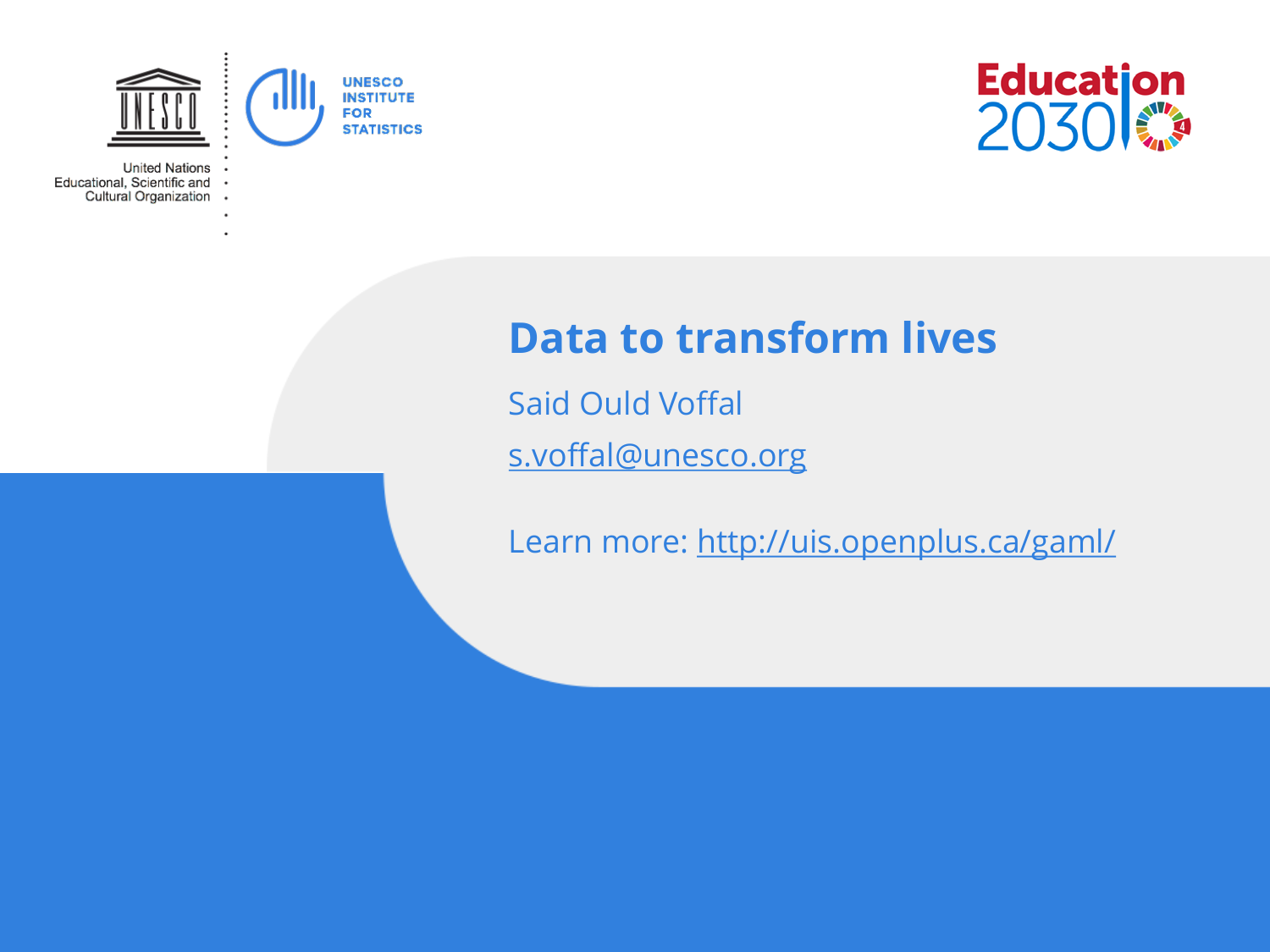# Data to transform lives

Said Ould Voffal

s.voffal@unesco.org

Learn more: http://uis.openplus.ca/gaml/